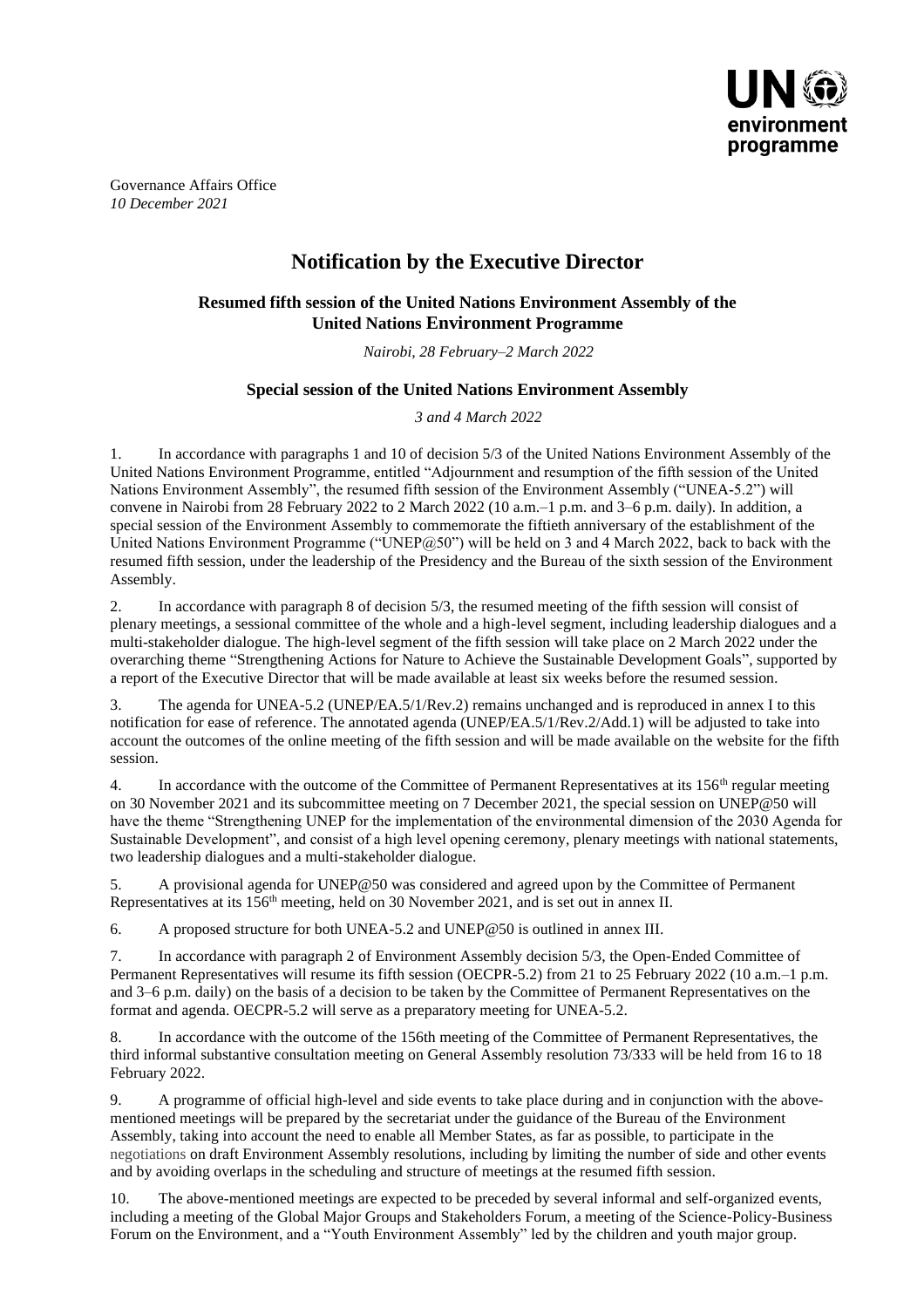Governance Affairs Office
*10 December 2021*

# Notification by the Executive Director

## Resumed fifth session of the United Nations Environment Assembly of the United Nations Environment Programme

*Nairobi, 28 February–2 March 2022*

## Special session of the United Nations Environment Assembly

*3 and 4 March 2022*

1. In accordance with paragraphs 1 and 10 of decision 5/3 of the United Nations Environment Assembly of the United Nations Environment Programme, entitled "Adjournment and resumption of the fifth session of the United Nations Environment Assembly", the resumed fifth session of the Environment Assembly ("UNEA-5.2") will convene in Nairobi from 28 February 2022 to 2 March 2022 (10 a.m.–1 p.m. and 3–6 p.m. daily). In addition, a special session of the Environment Assembly to commemorate the fiftieth anniversary of the establishment of the United Nations Environment Programme ("UNEP@50") will be held on 3 and 4 March 2022, back to back with the resumed fifth session, under the leadership of the Presidency and the Bureau of the sixth session of the Environment Assembly.

2. In accordance with paragraph 8 of decision 5/3, the resumed meeting of the fifth session will consist of plenary meetings, a sessional committee of the whole and a high-level segment, including leadership dialogues and a multi-stakeholder dialogue. The high-level segment of the fifth session will take place on 2 March 2022 under the overarching theme "Strengthening Actions for Nature to Achieve the Sustainable Development Goals", supported by a report of the Executive Director that will be made available at least six weeks before the resumed session.

3. The agenda for UNEA-5.2 (UNEP/EA.5/1/Rev.2) remains unchanged and is reproduced in annex I to this notification for ease of reference. The annotated agenda (UNEP/EA.5/1/Rev.2/Add.1) will be adjusted to take into account the outcomes of the online meeting of the fifth session and will be made available on the website for the fifth session.

4. In accordance with the outcome of the Committee of Permanent Representatives at its 156th regular meeting on 30 November 2021 and its subcommittee meeting on 7 December 2021, the special session on UNEP@50 will have the theme "Strengthening UNEP for the implementation of the environmental dimension of the 2030 Agenda for Sustainable Development", and consist of a high level opening ceremony, plenary meetings with national statements, two leadership dialogues and a multi-stakeholder dialogue.

5. A provisional agenda for UNEP@50 was considered and agreed upon by the Committee of Permanent Representatives at its 156th meeting, held on 30 November 2021, and is set out in annex II.

6. A proposed structure for both UNEA-5.2 and UNEP@50 is outlined in annex III.

7. In accordance with paragraph 2 of Environment Assembly decision 5/3, the Open-Ended Committee of Permanent Representatives will resume its fifth session (OECPR-5.2) from 21 to 25 February 2022 (10 a.m.–1 p.m. and 3–6 p.m. daily) on the basis of a decision to be taken by the Committee of Permanent Representatives on the format and agenda. OECPR-5.2 will serve as a preparatory meeting for UNEA-5.2.

8. In accordance with the outcome of the 156th meeting of the Committee of Permanent Representatives, the third informal substantive consultation meeting on General Assembly resolution 73/333 will be held from 16 to 18 February 2022.

9. A programme of official high-level and side events to take place during and in conjunction with the above-mentioned meetings will be prepared by the secretariat under the guidance of the Bureau of the Environment Assembly, taking into account the need to enable all Member States, as far as possible, to participate in the negotiations on draft Environment Assembly resolutions, including by limiting the number of side and other events and by avoiding overlaps in the scheduling and structure of meetings at the resumed fifth session.

10. The above-mentioned meetings are expected to be preceded by several informal and self-organized events, including a meeting of the Global Major Groups and Stakeholders Forum, a meeting of the Science-Policy-Business Forum on the Environment, and a "Youth Environment Assembly" led by the children and youth major group.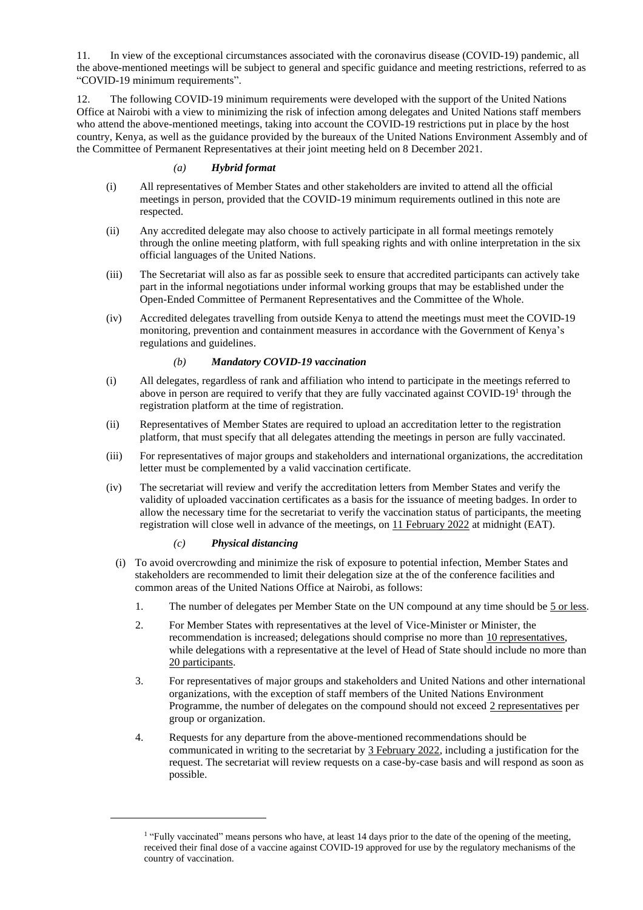11. In view of the exceptional circumstances associated with the coronavirus disease (COVID-19) pandemic, all the above-mentioned meetings will be subject to general and specific guidance and meeting restrictions, referred to as "COVID-19 minimum requirements".

12. The following COVID-19 minimum requirements were developed with the support of the United Nations Office at Nairobi with a view to minimizing the risk of infection among delegates and United Nations staff members who attend the above-mentioned meetings, taking into account the COVID-19 restrictions put in place by the host country, Kenya, as well as the guidance provided by the bureaux of the United Nations Environment Assembly and of the Committee of Permanent Representatives at their joint meeting held on 8 December 2021.

*(a)* ***Hybrid format***

(i) All representatives of Member States and other stakeholders are invited to attend all the official meetings in person, provided that the COVID-19 minimum requirements outlined in this note are respected.

(ii) Any accredited delegate may also choose to actively participate in all formal meetings remotely through the online meeting platform, with full speaking rights and with online interpretation in the six official languages of the United Nations.

(iii) The Secretariat will also as far as possible seek to ensure that accredited participants can actively take part in the informal negotiations under informal working groups that may be established under the Open-Ended Committee of Permanent Representatives and the Committee of the Whole.

(iv) Accredited delegates travelling from outside Kenya to attend the meetings must meet the COVID-19 monitoring, prevention and containment measures in accordance with the Government of Kenya's regulations and guidelines.

*(b)* ***Mandatory COVID-19 vaccination***

(i) All delegates, regardless of rank and affiliation who intend to participate in the meetings referred to above in person are required to verify that they are fully vaccinated against COVID-19[1] through the registration platform at the time of registration.

(ii) Representatives of Member States are required to upload an accreditation letter to the registration platform, that must specify that all delegates attending the meetings in person are fully vaccinated.

(iii) For representatives of major groups and stakeholders and international organizations, the accreditation letter must be complemented by a valid vaccination certificate.

(iv) The secretariat will review and verify the accreditation letters from Member States and verify the validity of uploaded vaccination certificates as a basis for the issuance of meeting badges. In order to allow the necessary time for the secretariat to verify the vaccination status of participants, the meeting registration will close well in advance of the meetings, on 11 February 2022 at midnight (EAT).

*(c)* ***Physical distancing***

(i) To avoid overcrowding and minimize the risk of exposure to potential infection, Member States and stakeholders are recommended to limit their delegation size at the of the conference facilities and common areas of the United Nations Office at Nairobi, as follows:

1. The number of delegates per Member State on the UN compound at any time should be 5 or less.

2. For Member States with representatives at the level of Vice-Minister or Minister, the recommendation is increased; delegations should comprise no more than 10 representatives, while delegations with a representative at the level of Head of State should include no more than 20 participants.

3. For representatives of major groups and stakeholders and United Nations and other international organizations, with the exception of staff members of the United Nations Environment Programme, the number of delegates on the compound should not exceed 2 representatives per group or organization.

4. Requests for any departure from the above-mentioned recommendations should be communicated in writing to the secretariat by 3 February 2022, including a justification for the request. The secretariat will review requests on a case-by-case basis and will respond as soon as possible.

[1] "Fully vaccinated" means persons who have, at least 14 days prior to the date of the opening of the meeting, received their final dose of a vaccine against COVID-19 approved for use by the regulatory mechanisms of the country of vaccination.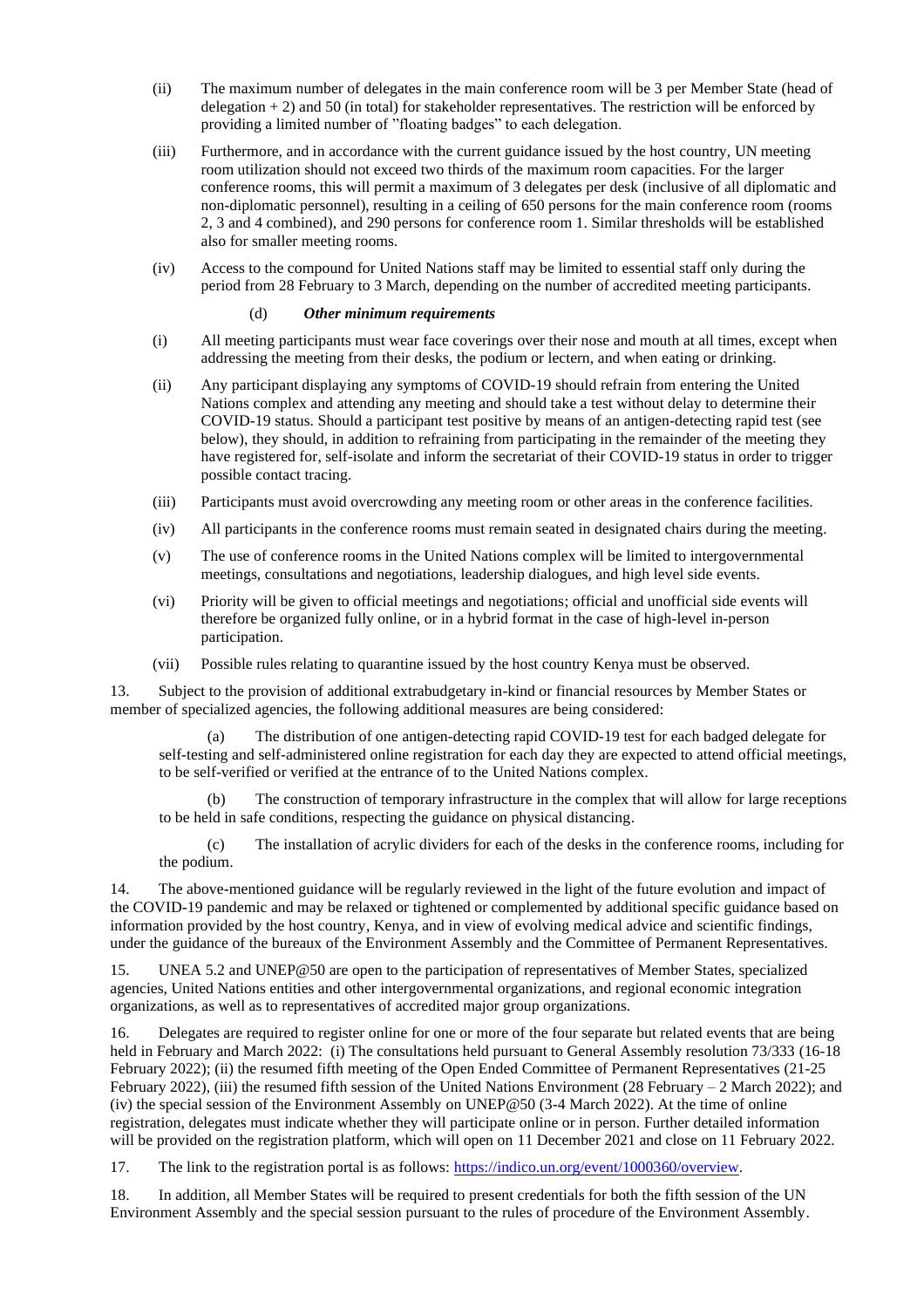(ii) The maximum number of delegates in the main conference room will be 3 per Member State (head of delegation + 2) and 50 (in total) for stakeholder representatives. The restriction will be enforced by providing a limited number of "floating badges" to each delegation.

(iii) Furthermore, and in accordance with the current guidance issued by the host country, UN meeting room utilization should not exceed two thirds of the maximum room capacities. For the larger conference rooms, this will permit a maximum of 3 delegates per desk (inclusive of all diplomatic and non-diplomatic personnel), resulting in a ceiling of 650 persons for the main conference room (rooms 2, 3 and 4 combined), and 290 persons for conference room 1. Similar thresholds will be established also for smaller meeting rooms.

(iv) Access to the compound for United Nations staff may be limited to essential staff only during the period from 28 February to 3 March, depending on the number of accredited meeting participants.

(d) ***Other minimum requirements***

(i) All meeting participants must wear face coverings over their nose and mouth at all times, except when addressing the meeting from their desks, the podium or lectern, and when eating or drinking.

(ii) Any participant displaying any symptoms of COVID-19 should refrain from entering the United Nations complex and attending any meeting and should take a test without delay to determine their COVID-19 status. Should a participant test positive by means of an antigen-detecting rapid test (see below), they should, in addition to refraining from participating in the remainder of the meeting they have registered for, self-isolate and inform the secretariat of their COVID-19 status in order to trigger possible contact tracing.

(iii) Participants must avoid overcrowding any meeting room or other areas in the conference facilities.

(iv) All participants in the conference rooms must remain seated in designated chairs during the meeting.

(v) The use of conference rooms in the United Nations complex will be limited to intergovernmental meetings, consultations and negotiations, leadership dialogues, and high level side events.

(vi) Priority will be given to official meetings and negotiations; official and unofficial side events will therefore be organized fully online, or in a hybrid format in the case of high-level in-person participation.

(vii) Possible rules relating to quarantine issued by the host country Kenya must be observed.

13. Subject to the provision of additional extrabudgetary in-kind or financial resources by Member States or member of specialized agencies, the following additional measures are being considered:

(a) The distribution of one antigen-detecting rapid COVID-19 test for each badged delegate for self-testing and self-administered online registration for each day they are expected to attend official meetings, to be self-verified or verified at the entrance of to the United Nations complex.

(b) The construction of temporary infrastructure in the complex that will allow for large receptions to be held in safe conditions, respecting the guidance on physical distancing.

(c) The installation of acrylic dividers for each of the desks in the conference rooms, including for the podium.

14. The above-mentioned guidance will be regularly reviewed in the light of the future evolution and impact of the COVID-19 pandemic and may be relaxed or tightened or complemented by additional specific guidance based on information provided by the host country, Kenya, and in view of evolving medical advice and scientific findings, under the guidance of the bureaux of the Environment Assembly and the Committee of Permanent Representatives.

15. UNEA 5.2 and UNEP@50 are open to the participation of representatives of Member States, specialized agencies, United Nations entities and other intergovernmental organizations, and regional economic integration organizations, as well as to representatives of accredited major group organizations.

16. Delegates are required to register online for one or more of the four separate but related events that are being held in February and March 2022: (i) The consultations held pursuant to General Assembly resolution 73/333 (16-18 February 2022); (ii) the resumed fifth meeting of the Open Ended Committee of Permanent Representatives (21-25 February 2022), (iii) the resumed fifth session of the United Nations Environment (28 February – 2 March 2022); and (iv) the special session of the Environment Assembly on UNEP@50 (3-4 March 2022). At the time of online registration, delegates must indicate whether they will participate online or in person. Further detailed information will be provided on the registration platform, which will open on 11 December 2021 and close on 11 February 2022.

17. The link to the registration portal is as follows: https://indico.un.org/event/1000360/overview.

18. In addition, all Member States will be required to present credentials for both the fifth session of the UN Environment Assembly and the special session pursuant to the rules of procedure of the Environment Assembly.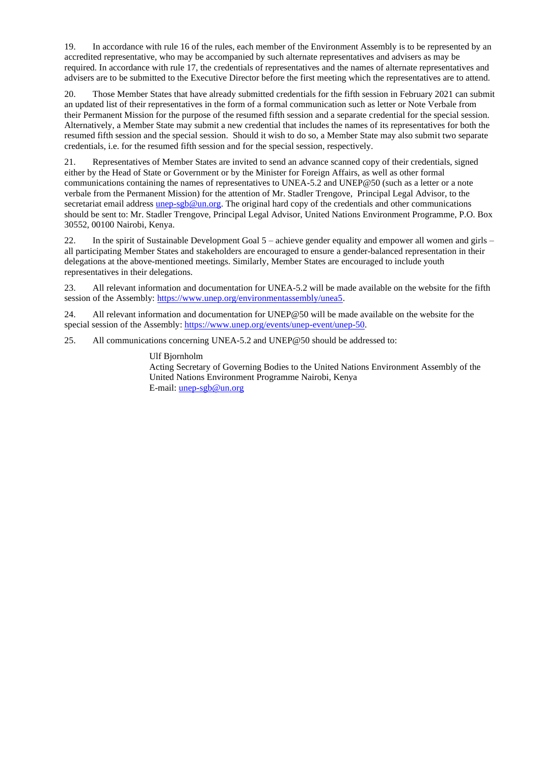19. In accordance with rule 16 of the rules, each member of the Environment Assembly is to be represented by an accredited representative, who may be accompanied by such alternate representatives and advisers as may be required. In accordance with rule 17, the credentials of representatives and the names of alternate representatives and advisers are to be submitted to the Executive Director before the first meeting which the representatives are to attend.

20. Those Member States that have already submitted credentials for the fifth session in February 2021 can submit an updated list of their representatives in the form of a formal communication such as letter or Note Verbale from their Permanent Mission for the purpose of the resumed fifth session and a separate credential for the special session. Alternatively, a Member State may submit a new credential that includes the names of its representatives for both the resumed fifth session and the special session. Should it wish to do so, a Member State may also submit two separate credentials, i.e. for the resumed fifth session and for the special session, respectively.

21. Representatives of Member States are invited to send an advance scanned copy of their credentials, signed either by the Head of State or Government or by the Minister for Foreign Affairs, as well as other formal communications containing the names of representatives to UNEA-5.2 and UNEP@50 (such as a letter or a note verbale from the Permanent Mission) for the attention of Mr. Stadler Trengove, Principal Legal Advisor, to the secretariat email address unep-sgb@un.org. The original hard copy of the credentials and other communications should be sent to: Mr. Stadler Trengove, Principal Legal Advisor, United Nations Environment Programme, P.O. Box 30552, 00100 Nairobi, Kenya.

22. In the spirit of Sustainable Development Goal 5 – achieve gender equality and empower all women and girls – all participating Member States and stakeholders are encouraged to ensure a gender-balanced representation in their delegations at the above-mentioned meetings. Similarly, Member States are encouraged to include youth representatives in their delegations.

23. All relevant information and documentation for UNEA-5.2 will be made available on the website for the fifth session of the Assembly: https://www.unep.org/environmentassembly/unea5.

24. All relevant information and documentation for UNEP@50 will be made available on the website for the special session of the Assembly: https://www.unep.org/events/unep-event/unep-50.

25. All communications concerning UNEA-5.2 and UNEP@50 should be addressed to:

> Ulf Bjornholm
> Acting Secretary of Governing Bodies to the United Nations Environment Assembly of the United Nations Environment Programme Nairobi, Kenya
> E-mail: unep-sgb@un.org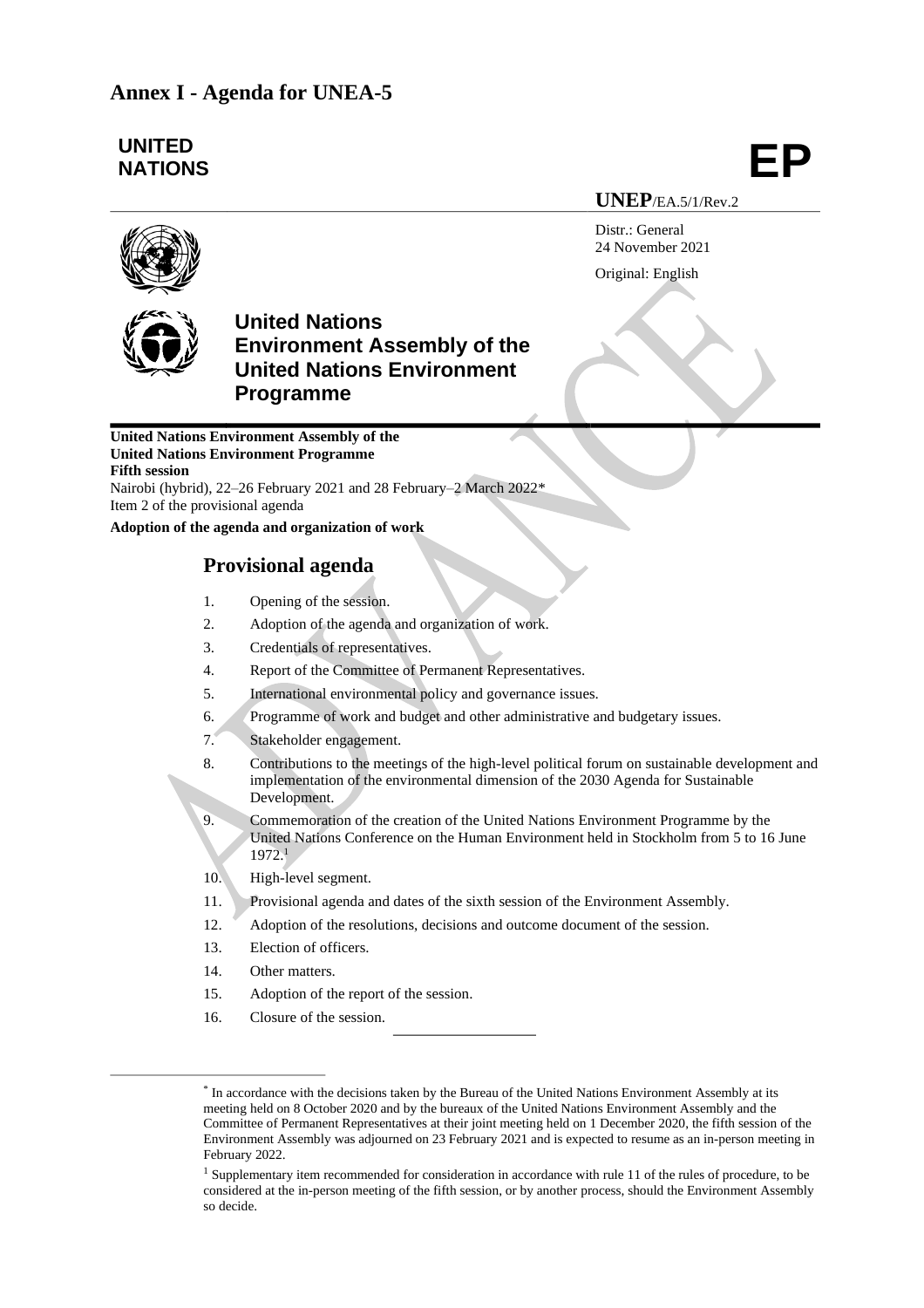# Annex I - Agenda for UNEA-5

**UNITED NATIONS** **EP**

**UNEP**/EA.5/1/Rev.2

Distr.: General
24 November 2021

Original: English

## United Nations Environment Assembly of the United Nations Environment Programme

**United Nations Environment Assembly of the United Nations Environment Programme**
**Fifth session**
Nairobi (hybrid), 22–26 February 2021 and 28 February–2 March 2022*
Item 2 of the provisional agenda

**Adoption of the agenda and organization of work**

## Provisional agenda

1. Opening of the session.
2. Adoption of the agenda and organization of work.
3. Credentials of representatives.
4. Report of the Committee of Permanent Representatives.
5. International environmental policy and governance issues.
6. Programme of work and budget and other administrative and budgetary issues.
7. Stakeholder engagement.
8. Contributions to the meetings of the high-level political forum on sustainable development and implementation of the environmental dimension of the 2030 Agenda for Sustainable Development.
9. Commemoration of the creation of the United Nations Environment Programme by the United Nations Conference on the Human Environment held in Stockholm from 5 to 16 June 1972.[1]
10. High-level segment.
11. Provisional agenda and dates of the sixth session of the Environment Assembly.
12. Adoption of the resolutions, decisions and outcome document of the session.
13. Election of officers.
14. Other matters.
15. Adoption of the report of the session.
16. Closure of the session.

---

* In accordance with the decisions taken by the Bureau of the United Nations Environment Assembly at its meeting held on 8 October 2020 and by the bureaux of the United Nations Environment Assembly and the Committee of Permanent Representatives at their joint meeting held on 1 December 2020, the fifth session of the Environment Assembly was adjourned on 23 February 2021 and is expected to resume as an in-person meeting in February 2022.

[1] Supplementary item recommended for consideration in accordance with rule 11 of the rules of procedure, to be considered at the in-person meeting of the fifth session, or by another process, should the Environment Assembly so decide.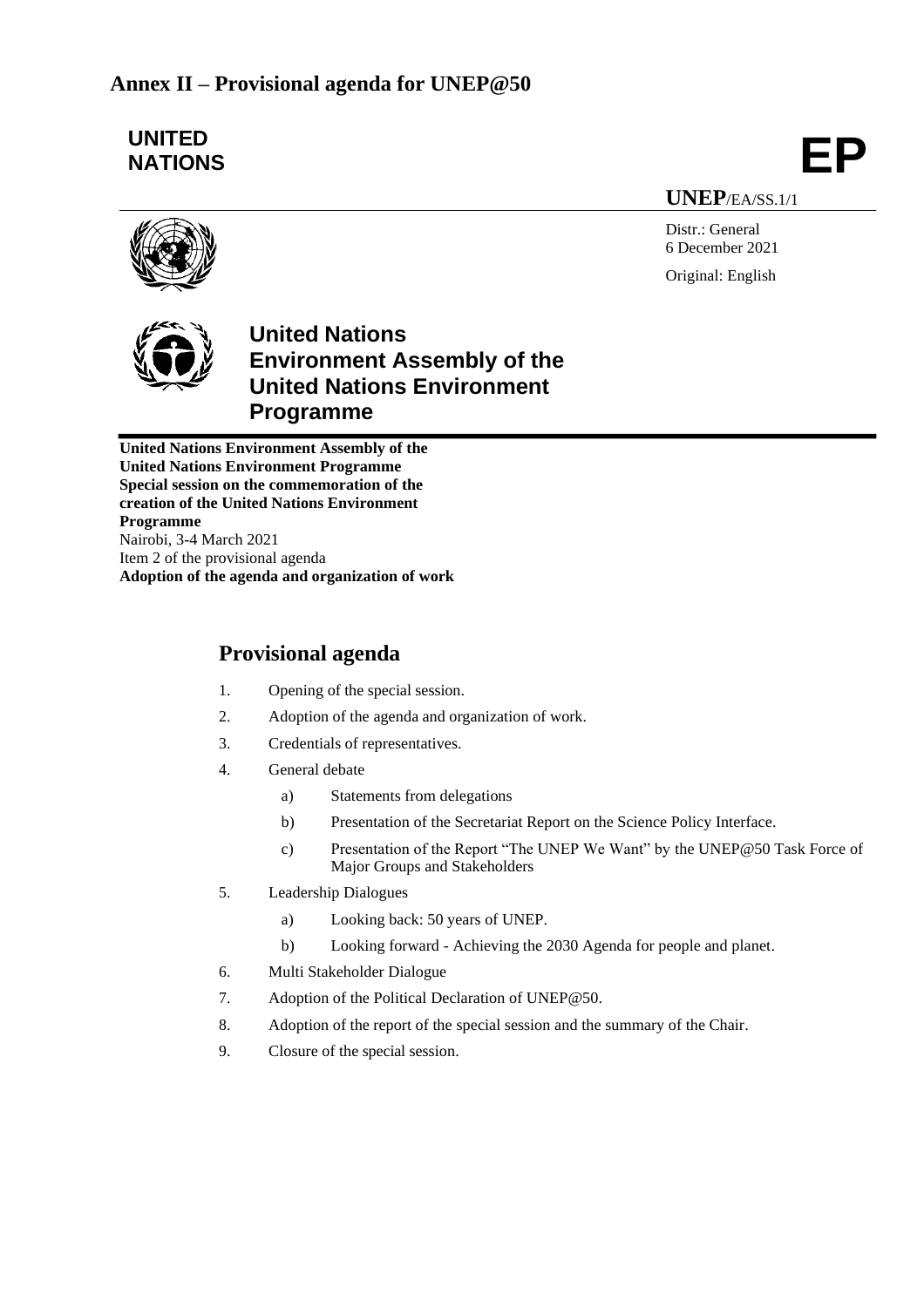## Annex II – Provisional agenda for UNEP@50

**UNITED NATIONS**

**EP**

**UNEP**/EA/SS.1/1

Distr.: General
6 December 2021

Original: English

**United Nations Environment Assembly of the United Nations Environment Programme**

**United Nations Environment Assembly of the United Nations Environment Programme**
**Special session on the commemoration of the creation of the United Nations Environment Programme**
Nairobi, 3-4 March 2021
Item 2 of the provisional agenda
**Adoption of the agenda and organization of work**

# Provisional agenda

1. Opening of the special session.
2. Adoption of the agenda and organization of work.
3. Credentials of representatives.
4. General debate
   a) Statements from delegations
   b) Presentation of the Secretariat Report on the Science Policy Interface.
   c) Presentation of the Report "The UNEP We Want" by the UNEP@50 Task Force of Major Groups and Stakeholders
5. Leadership Dialogues
   a) Looking back: 50 years of UNEP.
   b) Looking forward - Achieving the 2030 Agenda for people and planet.
6. Multi Stakeholder Dialogue
7. Adoption of the Political Declaration of UNEP@50.
8. Adoption of the report of the special session and the summary of the Chair.
9. Closure of the special session.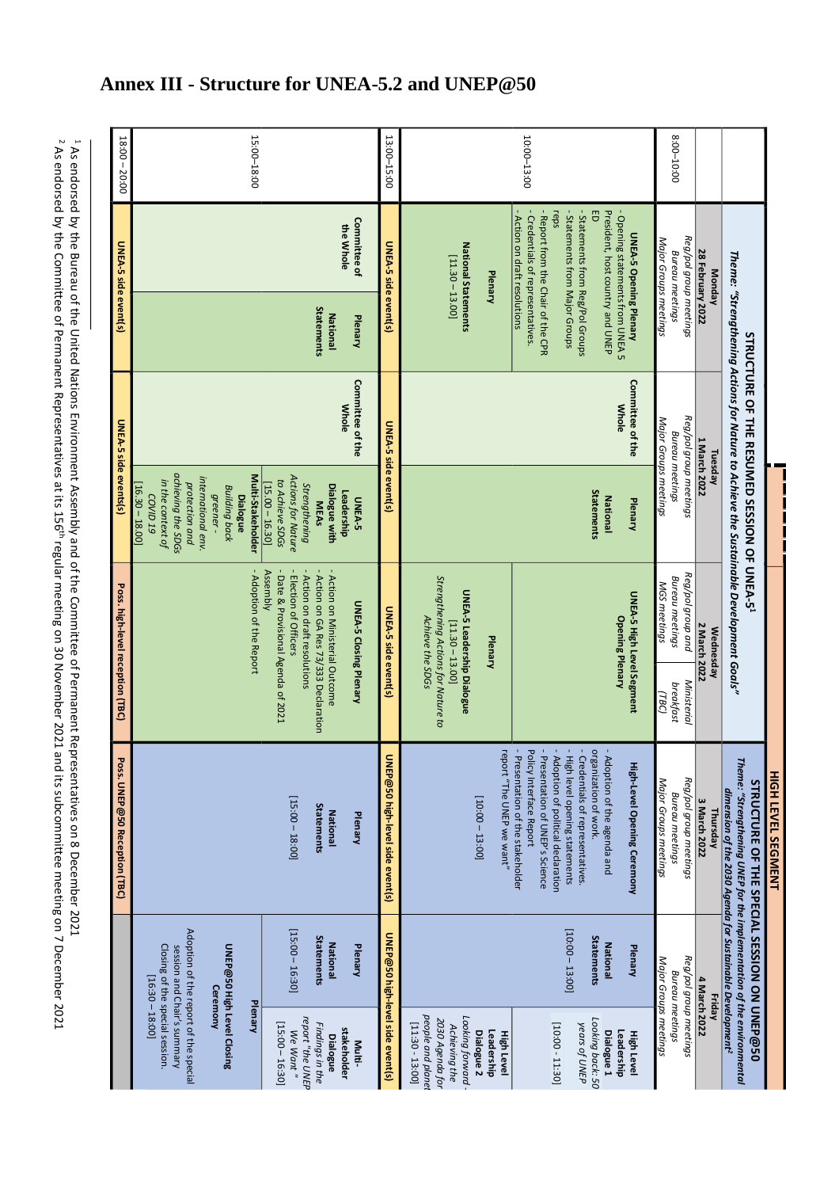# Annex III - Structure for UNEA-5.2 and UNEP@50

**STRUCTURE OF THE RESUMED SESSION OF UNEA-5[1]**

*Theme: "Strengthening Actions for Nature to Achieve the Sustainable Development Goals"*

**HIGH LEVEL SEGMENT**

**STRUCTURE OF THE SPECIAL SESSION ON UNEP@50**

*Theme: "Strengthening UNEP for the implementation of the environmental dimension of the 2030 Agenda for Sustainable Development[2]*

| | Monday 28 February 2022 | | Tuesday 1 March 2022 | | Wednesday 2 March 2022 | | Thursday 3 March 2022 | Friday 4 March 2022 | |
|---|---|---|---|---|---|---|---|---|---|
| 8.00–10:00 | *Reg/pol group meetings Bureau meetings Major Groups meetings* | | *Reg/pol group meetings Bureau meetings Major Groups meetings* | | *Reg/pol group and Bureau meetings MGS meetings* | *Ministerial breakfast (TBC)* | *Reg/pol group meetings Bureau meetings Major Groups meetings* | *Reg/pol group meetings Bureau meetings Major Groups meetings* | |
| 10:00–13:00 | **UNEA-5 Opening Plenary**<br>- Opening statements from UNEA 5 President, host country and UNEP ED<br>- Statements from Reg/Pol Groups<br>- Statements from Major Groups reps<br>- Report from the Chair of the CPR<br>- Credentials of representatives.<br>- Action on draft resolutions<br><br>**Plenary**<br>**National Statements** [11.30 – 13.00] | | **Committee of the Whole** | **Plenary**<br>**National Statements** | **UNEA-5 High Level Segment Opening Plenary**<br><br>**Plenary**<br>**UNEA-5 Leadership Dialogue** [11.30 – 13.00]<br>*Strengthening Actions for Nature to Achieve the SDGs* | | **High-Level Opening Ceremony**<br>- Adoption of the agenda and organization of work.<br>- Credentials of representatives.<br>- High level opening statements<br>- Adoption of political declaration<br>- Presentation of UNEP's Science Policy Interface Report<br>- Presentation of the stakeholder report "The UNEP we want"<br><br>[10:00 – 13:00] | **Plenary**<br>**National Statements**<br>[10:00 – 13:00] | **High Level Leadership Dialogue 1**<br>*Looking back: 50 years of UNEP*<br>[10:00 - 11:30]<br><br>**High Level Leadership Dialogue 2**<br>*Looking forward - Achieving the 2030 Agenda for people and planet*<br>[11:30 - 13:00] |
| 13:00–15:00 | **UNEA-5 side event(s)** | | **UNEA-5 side event(s)** | | **UNEA-5 side event(s)** | | **UNEP@50 high-level side event(s)** | **UNEP@50 high-level side event(s)** | |
| 15:00–18:00 | **Committee of the Whole** | **Plenary**<br>**National Statements** | **Committee of the Whole** | **UNEA-5 Leadership Dialogue with MEAs**<br>*Strengthening Actions for Nature to Achieve SDGs*<br>[15.00 – 16.30]<br><br>**Multi-Stakeholder Dialogue**<br>*Building back greener - international env. protection and achieving the SDGs in the context of COVID 19*<br>[16.30 – 18.00] | **UNEA-5 Closing Plenary**<br>- Action on Ministerial Outcome<br>- Action on GA Res 73/333 Declaration<br>- Action on draft resolutions<br>- Election of Officers<br>- Date & Provisional Agenda of 2021 Assembly<br>- Adoption of the Report | | **Plenary**<br>**National Statements**<br>[15:00 – 18:00] | **Plenary**<br>**National Statements**<br>[15:00 – 16:30]<br><br>**Plenary**<br>**UNEP@50 High Level Closing Ceremony**<br>Adoption of the report of the special session and Chair's summary<br>Closing of the special session.<br>[16:30 – 18:00] | **Multi-stakeholder Dialogue**<br>*Findings in the report "the UNEP We Want"*<br>[15:00 – 16:30] |
| 18:00 – 20:00 | **UNEA-5 side event(s)** | | **UNEA-5 side events(s)** | | **Poss. high-level reception (TBC)** | | **Poss. UNEP@50 Reception (TBC)** | | |

[1] As endorsed by the Bureau of the United Nations Environment Assembly and of the Committee of Permanent Representatives on 8 December 2021

[2] As endorsed by the Committee of Permanent Representatives at its 156th regular meeting on 30 November 2021 and its subcommittee meeting on 7 December 2021